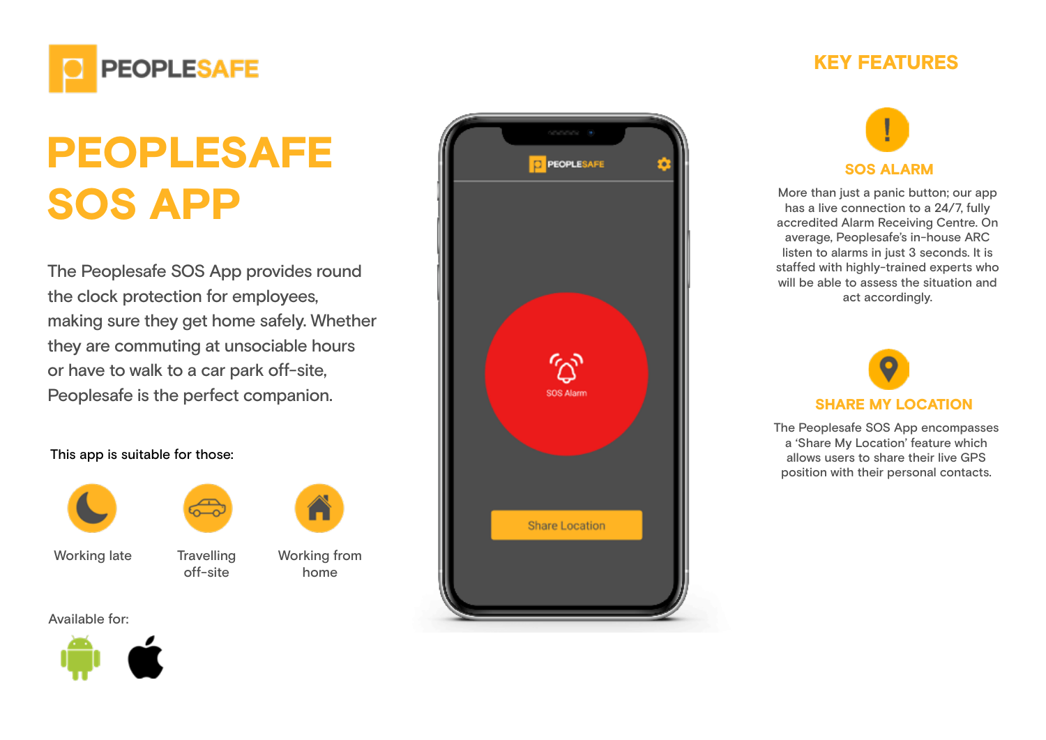PEOPLESAFE

# PEOPLESAFE SOS APP

The Peoplesafe SOS App provides round the clock protection for employees, making sure they get home safely. Whether they are commuting at unsociable hours or have to walk to a car park off-site, Peoplesafe is the perfect companion.

This app is suitable for those:

- Working late
- Travelling off-site
- Working from home

Available for:

## KEY FEATURES

### SOS ALARM

More than just a panic button; our app has a live connection to a 24/7, fully accredited Alarm Receiving Centre. On average, Peoplesafe's in-house ARC listen to alarms in just 3 seconds. It is staffed with highly-trained experts who will be able to assess the situation and act accordingly.

### SHARE MY LOCATION

The Peoplesafe SOS App encompasses a 'Share My Location' feature which allows users to share their live GPS position with their personal contacts.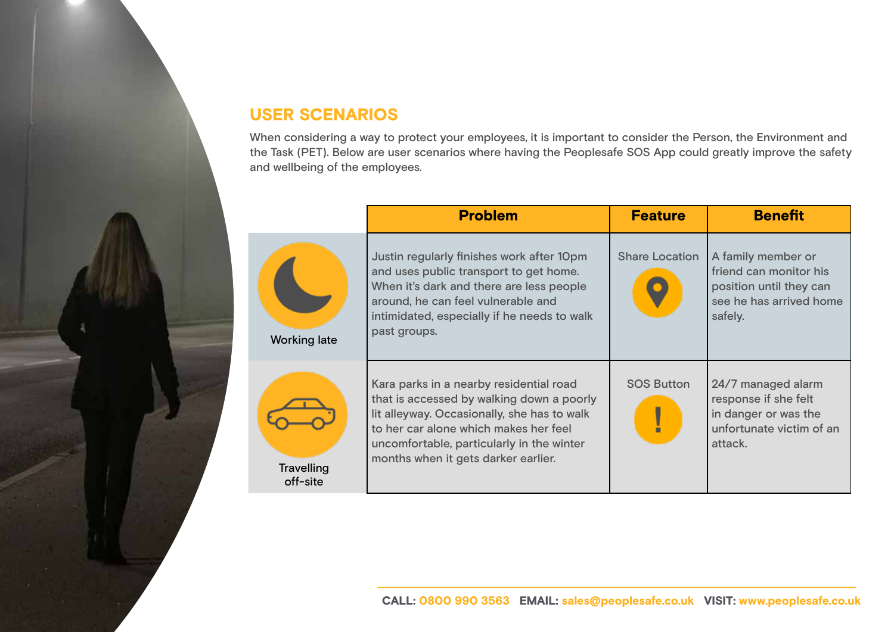## USER SCENARIOS

When considering a way to protect your employees, it is important to consider the Person, the Environment and the Task (PET). Below are user scenarios where having the Peoplesafe SOS App could greatly improve the safety and wellbeing of the employees.

| | Problem | Feature | Benefit |
|---|---|---|---|
| Working late | Justin regularly finishes work after 10pm and uses public transport to get home. When it's dark and there are less people around, he can feel vulnerable and intimidated, especially if he needs to walk past groups. | Share Location | A family member or friend can monitor his position until they can see he has arrived home safely. |
| Travelling off-site | Kara parks in a nearby residential road that is accessed by walking down a poorly lit alleyway. Occasionally, she has to walk to her car alone which makes her feel uncomfortable, particularly in the winter months when it gets darker earlier. | SOS Button | 24/7 managed alarm response if she felt in danger or was the unfortunate victim of an attack. |

**CALL:** 0800 990 3563 **EMAIL:** sales@peoplesafe.co.uk **VISIT:** www.peoplesafe.co.uk